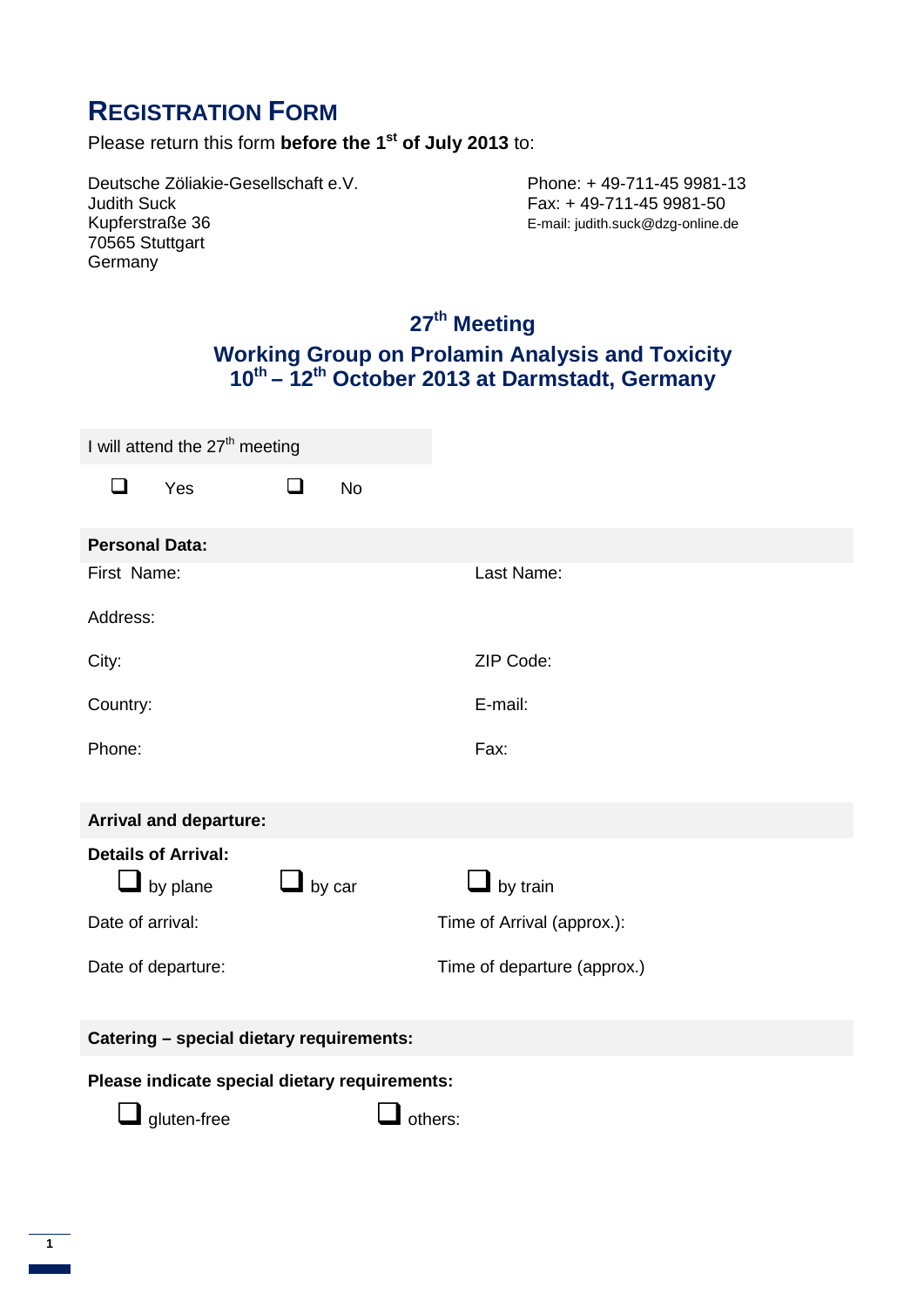# REGISTRATION FORM

Please return this form **before the 1st of July 2013** to:

Deutsche Zöliakie-Gesellschaft e.V.
Judith Suck
Kupferstraße 36
70565 Stuttgart
Germany

Phone: + 49-711-45 9981-13
Fax: + 49-711-45 9981-50
E-mail: judith.suck@dzg-online.de

## 27th Meeting

## Working Group on Prolamin Analysis and Toxicity
## 10th – 12th October 2013 at Darmstadt, Germany

I will attend the 27th meeting

☐ Yes ☐ No

**Personal Data:**

First Name:

Last Name:

Address:

City:

ZIP Code:

Country:

E-mail:

Phone:

Fax:

**Arrival and departure:**

**Details of Arrival:**

☐ by plane ☐ by car ☐ by train

Date of arrival:

Time of Arrival (approx.):

Date of departure:

Time of departure (approx.)

**Catering – special dietary requirements:**

**Please indicate special dietary requirements:**

☐ gluten-free ☐ others: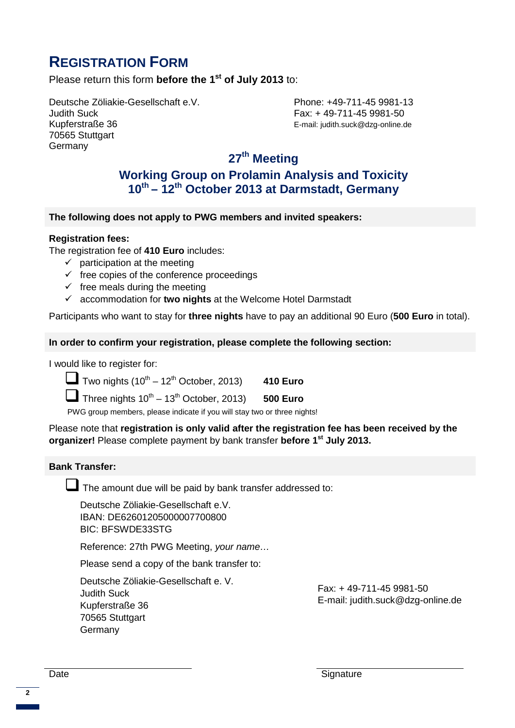# REGISTRATION FORM

Please return this form **before the 1st of July 2013** to:

Deutsche Zöliakie-Gesellschaft e.V.
Judith Suck
Kupferstraße 36
70565 Stuttgart
Germany

Phone: +49-711-45 9981-13
Fax: + 49-711-45 9981-50
E-mail: judith.suck@dzg-online.de

## 27th Meeting

## Working Group on Prolamin Analysis and Toxicity
## 10th – 12th October 2013 at Darmstadt, Germany

**The following does not apply to PWG members and invited speakers:**

**Registration fees:**

The registration fee of **410 Euro** includes:

- ✓ participation at the meeting
- ✓ free copies of the conference proceedings
- ✓ free meals during the meeting
- ✓ accommodation for **two nights** at the Welcome Hotel Darmstadt

Participants who want to stay for **three nights** have to pay an additional 90 Euro (**500 Euro** in total).

**In order to confirm your registration, please complete the following section:**

I would like to register for:

- ☐ Two nights (10th – 12th October, 2013) **410 Euro**
- ☐ Three nights 10th – 13th October, 2013) **500 Euro**

PWG group members, please indicate if you will stay two or three nights!

Please note that **registration is only valid after the registration fee has been received by the organizer!** Please complete payment by bank transfer **before 1st July 2013.**

**Bank Transfer:**

☐ The amount due will be paid by bank transfer addressed to:

Deutsche Zöliakie-Gesellschaft e.V.
IBAN: DE62601205000007700800
BIC: BFSWDE33STG

Reference: 27th PWG Meeting, *your name*…

Please send a copy of the bank transfer to:

Deutsche Zöliakie-Gesellschaft e. V.
Judith Suck
Kupferstraße 36
70565 Stuttgart
Germany

Fax: + 49-711-45 9981-50
E-mail: judith.suck@dzg-online.de

Date

Signature